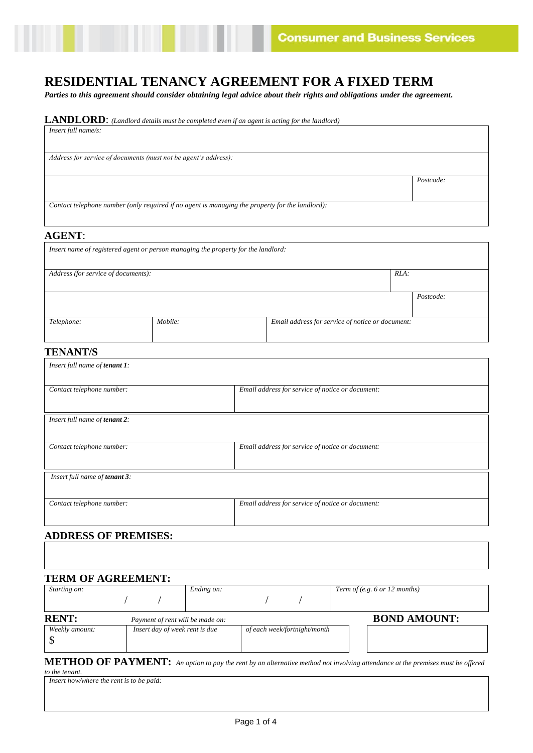Consumer and Business Services

# RESIDENTIAL TENANCY AGREEMENT FOR A FIXED TERM

***Parties to this agreement should consider obtaining legal advice about their rights and obligations under the agreement.***

## LANDLORD: *(Landlord details must be completed even if an agent is acting for the landlord)*

| | |
|---|---|
| *Insert full name/s:* | |
| *Address for service of documents (must not be agent's address):* | |
| | *Postcode:* |
| *Contact telephone number (only required if no agent is managing the property for the landlord):* | |

## AGENT:

| | | | |
|---|---|---|---|
| *Insert name of registered agent or person managing the property for the landlord:* | | | |
| *Address (for service of documents):* | | | *RLA:* |
| | | | *Postcode:* |
| *Telephone:* | *Mobile:* | *Email address for service of notice or document:* | |

## TENANT/S

| | |
|---|---|
| *Insert full name of **tenant 1**:* | |
| *Contact telephone number:* | *Email address for service of notice or document:* |
| *Insert full name of **tenant 2**:* | |
| *Contact telephone number:* | *Email address for service of notice or document:* |
| *Insert full name of **tenant 3**:* | |
| *Contact telephone number:* | *Email address for service of notice or document:* |

## ADDRESS OF PREMISES:

| |
|---|
| |

## TERM OF AGREEMENT:

| *Starting on:* | *Ending on:* | *Term of (e.g. 6 or 12 months)* |
|---|---|---|
| / / | / / | |

## RENT:

*Payment of rent will be made on:*

| *Weekly amount:* | *Insert day of week rent is due* | *of each week/fortnight/month* |
|---|---|---|
| $ | | |

## BOND AMOUNT:

| |
|---|
| |

## METHOD OF PAYMENT: *An option to pay the rent by an alternative method not involving attendance at the premises must be offered to the tenant.*

| |
|---|
| *Insert how/where the rent is to be paid:* |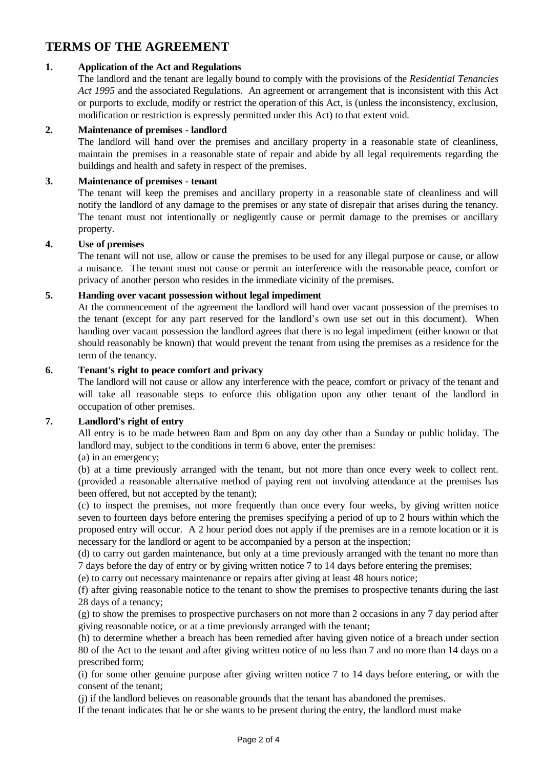## TERMS OF THE AGREEMENT

**1. Application of the Act and Regulations**

The landlord and the tenant are legally bound to comply with the provisions of the *Residential Tenancies Act 1995* and the associated Regulations. An agreement or arrangement that is inconsistent with this Act or purports to exclude, modify or restrict the operation of this Act, is (unless the inconsistency, exclusion, modification or restriction is expressly permitted under this Act) to that extent void.

**2. Maintenance of premises - landlord**

The landlord will hand over the premises and ancillary property in a reasonable state of cleanliness, maintain the premises in a reasonable state of repair and abide by all legal requirements regarding the buildings and health and safety in respect of the premises.

**3. Maintenance of premises - tenant**

The tenant will keep the premises and ancillary property in a reasonable state of cleanliness and will notify the landlord of any damage to the premises or any state of disrepair that arises during the tenancy. The tenant must not intentionally or negligently cause or permit damage to the premises or ancillary property.

**4. Use of premises**

The tenant will not use, allow or cause the premises to be used for any illegal purpose or cause, or allow a nuisance. The tenant must not cause or permit an interference with the reasonable peace, comfort or privacy of another person who resides in the immediate vicinity of the premises.

**5. Handing over vacant possession without legal impediment**

At the commencement of the agreement the landlord will hand over vacant possession of the premises to the tenant (except for any part reserved for the landlord's own use set out in this document). When handing over vacant possession the landlord agrees that there is no legal impediment (either known or that should reasonably be known) that would prevent the tenant from using the premises as a residence for the term of the tenancy.

**6. Tenant's right to peace comfort and privacy**

The landlord will not cause or allow any interference with the peace, comfort or privacy of the tenant and will take all reasonable steps to enforce this obligation upon any other tenant of the landlord in occupation of other premises.

**7. Landlord's right of entry**

All entry is to be made between 8am and 8pm on any day other than a Sunday or public holiday. The landlord may, subject to the conditions in term 6 above, enter the premises:

(a) in an emergency;

(b) at a time previously arranged with the tenant, but not more than once every week to collect rent. (provided a reasonable alternative method of paying rent not involving attendance at the premises has been offered, but not accepted by the tenant);

(c) to inspect the premises, not more frequently than once every four weeks, by giving written notice seven to fourteen days before entering the premises specifying a period of up to 2 hours within which the proposed entry will occur. A 2 hour period does not apply if the premises are in a remote location or it is necessary for the landlord or agent to be accompanied by a person at the inspection;

(d) to carry out garden maintenance, but only at a time previously arranged with the tenant no more than 7 days before the day of entry or by giving written notice 7 to 14 days before entering the premises;

(e) to carry out necessary maintenance or repairs after giving at least 48 hours notice;

(f) after giving reasonable notice to the tenant to show the premises to prospective tenants during the last 28 days of a tenancy;

(g) to show the premises to prospective purchasers on not more than 2 occasions in any 7 day period after giving reasonable notice, or at a time previously arranged with the tenant;

(h) to determine whether a breach has been remedied after having given notice of a breach under section 80 of the Act to the tenant and after giving written notice of no less than 7 and no more than 14 days on a prescribed form;

(i) for some other genuine purpose after giving written notice 7 to 14 days before entering, or with the consent of the tenant;

(j) if the landlord believes on reasonable grounds that the tenant has abandoned the premises.

If the tenant indicates that he or she wants to be present during the entry, the landlord must make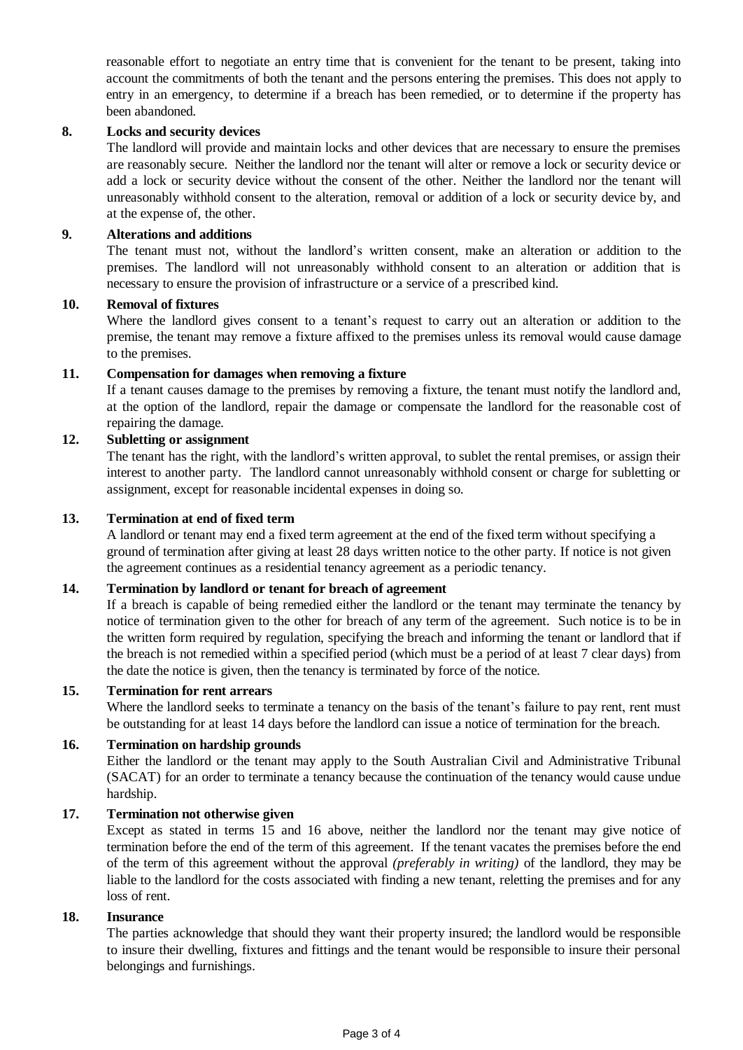reasonable effort to negotiate an entry time that is convenient for the tenant to be present, taking into account the commitments of both the tenant and the persons entering the premises. This does not apply to entry in an emergency, to determine if a breach has been remedied, or to determine if the property has been abandoned.

**8. Locks and security devices**

The landlord will provide and maintain locks and other devices that are necessary to ensure the premises are reasonably secure. Neither the landlord nor the tenant will alter or remove a lock or security device or add a lock or security device without the consent of the other. Neither the landlord nor the tenant will unreasonably withhold consent to the alteration, removal or addition of a lock or security device by, and at the expense of, the other.

**9. Alterations and additions**

The tenant must not, without the landlord's written consent, make an alteration or addition to the premises. The landlord will not unreasonably withhold consent to an alteration or addition that is necessary to ensure the provision of infrastructure or a service of a prescribed kind.

**10. Removal of fixtures**

Where the landlord gives consent to a tenant's request to carry out an alteration or addition to the premise, the tenant may remove a fixture affixed to the premises unless its removal would cause damage to the premises.

**11. Compensation for damages when removing a fixture**

If a tenant causes damage to the premises by removing a fixture, the tenant must notify the landlord and, at the option of the landlord, repair the damage or compensate the landlord for the reasonable cost of repairing the damage.

**12. Subletting or assignment**

The tenant has the right, with the landlord's written approval, to sublet the rental premises, or assign their interest to another party. The landlord cannot unreasonably withhold consent or charge for subletting or assignment, except for reasonable incidental expenses in doing so.

**13. Termination at end of fixed term**

A landlord or tenant may end a fixed term agreement at the end of the fixed term without specifying a ground of termination after giving at least 28 days written notice to the other party. If notice is not given the agreement continues as a residential tenancy agreement as a periodic tenancy.

**14. Termination by landlord or tenant for breach of agreement**

If a breach is capable of being remedied either the landlord or the tenant may terminate the tenancy by notice of termination given to the other for breach of any term of the agreement. Such notice is to be in the written form required by regulation, specifying the breach and informing the tenant or landlord that if the breach is not remedied within a specified period (which must be a period of at least 7 clear days) from the date the notice is given, then the tenancy is terminated by force of the notice.

**15. Termination for rent arrears**

Where the landlord seeks to terminate a tenancy on the basis of the tenant's failure to pay rent, rent must be outstanding for at least 14 days before the landlord can issue a notice of termination for the breach.

**16. Termination on hardship grounds**

Either the landlord or the tenant may apply to the South Australian Civil and Administrative Tribunal (SACAT) for an order to terminate a tenancy because the continuation of the tenancy would cause undue hardship.

**17. Termination not otherwise given**

Except as stated in terms 15 and 16 above, neither the landlord nor the tenant may give notice of termination before the end of the term of this agreement. If the tenant vacates the premises before the end of the term of this agreement without the approval *(preferably in writing)* of the landlord, they may be liable to the landlord for the costs associated with finding a new tenant, reletting the premises and for any loss of rent.

**18. Insurance**

The parties acknowledge that should they want their property insured; the landlord would be responsible to insure their dwelling, fixtures and fittings and the tenant would be responsible to insure their personal belongings and furnishings.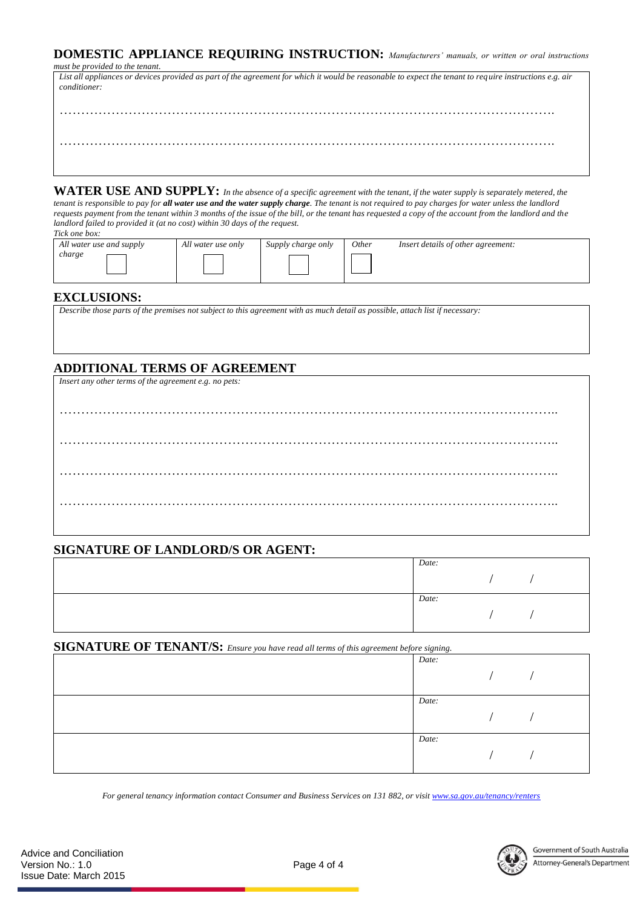## DOMESTIC APPLIANCE REQUIRING INSTRUCTION: *Manufacturers' manuals, or written or oral instructions must be provided to the tenant.*

*List all appliances or devices provided as part of the agreement for which it would be reasonable to expect the tenant to require instructions e.g. air conditioner:*

…………………………………………………………………………………………………………

…………………………………………………………………………………………………………

## WATER USE AND SUPPLY: *In the absence of a specific agreement with the tenant, if the water supply is separately metered, the tenant is responsible to pay for* ***all water use and the water supply charge****. The tenant is not required to pay charges for water unless the landlord requests payment from the tenant within 3 months of the issue of the bill, or the tenant has requested a copy of the account from the landlord and the landlord failed to provided it (at no cost) within 30 days of the request.*

*Tick one box:*

| | | | | |
|---|---|---|---|---|
| *All water use and supply charge* ☐ | *All water use only* ☐ | *Supply charge only* ☐ | *Other* ☐ | *Insert details of other agreement:* |

## EXCLUSIONS:

*Describe those parts of the premises not subject to this agreement with as much detail as possible, attach list if necessary:*

## ADDITIONAL TERMS OF AGREEMENT

*Insert any other terms of the agreement e.g. no pets:*

…………………………………………………………………………………………………………..

…………………………………………………………………………………………………………..

…………………………………………………………………………………………………………..

…………………………………………………………………………………………………………..

## SIGNATURE OF LANDLORD/S OR AGENT:

| | |
|---|---|
| | *Date:* / / |
| | *Date:* / / |

## SIGNATURE OF TENANT/S: *Ensure you have read all terms of this agreement before signing.*

| | |
|---|---|
| | *Date:* / / |
| | *Date:* / / |
| | *Date:* / / |

*For general tenancy information contact Consumer and Business Services on 131 882, or visit www.sa.gov.au/tenancy/renters*

Advice and Conciliation
Version No.: 1.0
Issue Date: March 2015

Government of South Australia
Attorney-General's Department